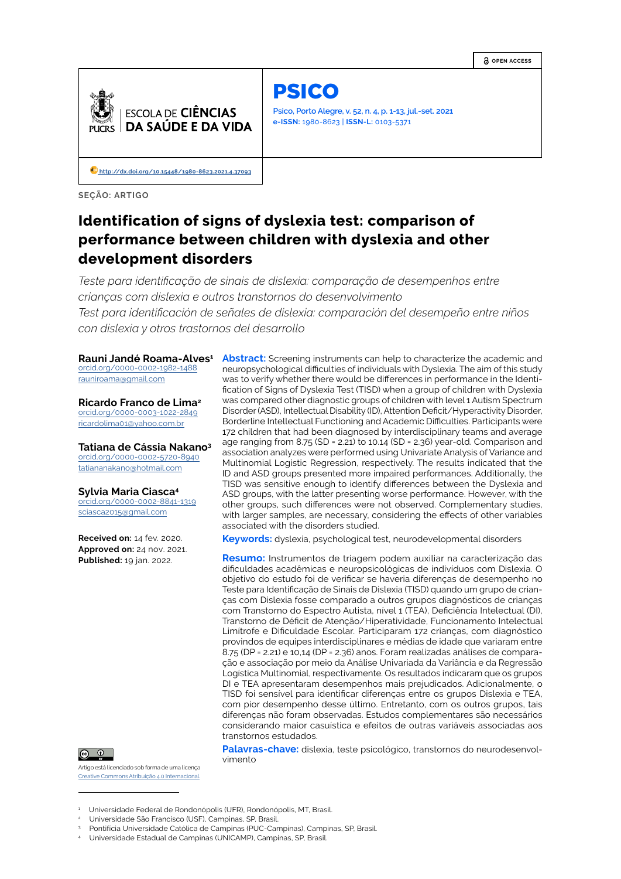OPEN ACCESS

ESCOLA DE CIÊNCIAS DA SAÚDE E DA VIDA

# PSICO

Psico, Porto Alegre, v. 52, n. 4, p. 1-13, jul.-set. 2021
**e-ISSN:** 1980-8623 | **ISSN-L:** 0103-5371

http://dx.doi.org/10.15448/1980-8623.2021.4.37093

**SEÇÃO: ARTIGO**

# Identification of signs of dyslexia test: comparison of performance between children with dyslexia and other development disorders

*Teste para identificação de sinais de dislexia: comparação de desempenhos entre crianças com dislexia e outros transtornos do desenvolvimento*

*Test para identificación de señales de dislexia: comparación del desempeño entre niños con dislexia y otros trastornos del desarrollo*

**Rauni Jandé Roama-Alves[1]**
orcid.org/0000-0002-1982-1488
rauniroama@gmail.com

**Ricardo Franco de Lima[2]**
orcid.org/0000-0003-1022-2849
ricardolima01@yahoo.com.br

**Tatiana de Cássia Nakano[3]**
orcid.org/0000-0002-5720-8940
tatiananakano@hotmail.com

**Sylvia Maria Ciasca[4]**
orcid.org/0000-0002-8841-1319
sciasca2015@gmail.com

**Received on:** 14 fev. 2020.
**Approved on:** 24 nov. 2021.
**Published:** 19 jan. 2022.

**Abstract:** Screening instruments can help to characterize the academic and neuropsychological difficulties of individuals with Dyslexia. The aim of this study was to verify whether there would be differences in performance in the Identification of Signs of Dyslexia Test (TISD) when a group of children with Dyslexia was compared other diagnostic groups of children with level 1 Autism Spectrum Disorder (ASD), Intellectual Disability (ID), Attention Deficit/Hyperactivity Disorder, Borderline Intellectual Functioning and Academic Difficulties. Participants were 172 children that had been diagnosed by interdisciplinary teams and average age ranging from 8.75 (SD = 2.21) to 10.14 (SD = 2.36) year-old. Comparison and association analyzes were performed using Univariate Analysis of Variance and Multinomial Logistic Regression, respectively. The results indicated that the ID and ASD groups presented more impaired performances. Additionally, the TISD was sensitive enough to identify differences between the Dyslexia and ASD groups, with the latter presenting worse performance. However, with the other groups, such differences were not observed. Complementary studies, with larger samples, are necessary, considering the effects of other variables associated with the disorders studied.

**Keywords:** dyslexia, psychological test, neurodevelopmental disorders

**Resumo:** Instrumentos de triagem podem auxiliar na caracterização das dificuldades acadêmicas e neuropsicológicas de indivíduos com Dislexia. O objetivo do estudo foi de verificar se haveria diferenças de desempenho no Teste para Identificação de Sinais de Dislexia (TISD) quando um grupo de crianças com Dislexia fosse comparado a outros grupos diagnósticos de crianças com Transtorno do Espectro Autista, nível 1 (TEA), Deficiência Intelectual (DI), Transtorno de Déficit de Atenção/Hiperatividade, Funcionamento Intelectual Limítrofe e Dificuldade Escolar. Participaram 172 crianças, com diagnóstico provindos de equipes interdisciplinares e médias de idade que variaram entre 8.75 (DP = 2.21) e 10,14 (DP = 2.36) anos. Foram realizadas análises de comparação e associação por meio da Análise Univariada da Variância e da Regressão Logística Multinomial, respectivamente. Os resultados indicaram que os grupos DI e TEA apresentaram desempenhos mais prejudicados. Adicionalmente, o TISD foi sensível para identificar diferenças entre os grupos Dislexia e TEA, com pior desempenho desse último. Entretanto, com os outros grupos, tais diferenças não foram observadas. Estudos complementares são necessários considerando maior casuística e efeitos de outras variáveis associadas aos transtornos estudados.

**Palavras-chave:** dislexia, teste psicológico, transtornos do neurodesenvolvimento

Artigo está licenciado sob forma de uma licença Creative Commons Atribuição 4.0 Internacional.

[1] Universidade Federal de Rondonópolis (UFR), Rondonópolis, MT, Brasil.
[2] Universidade São Francisco (USF), Campinas, SP, Brasil.
[3] Pontifícia Universidade Católica de Campinas (PUC-Campinas), Campinas, SP, Brasil.
[4] Universidade Estadual de Campinas (UNICAMP), Campinas, SP, Brasil.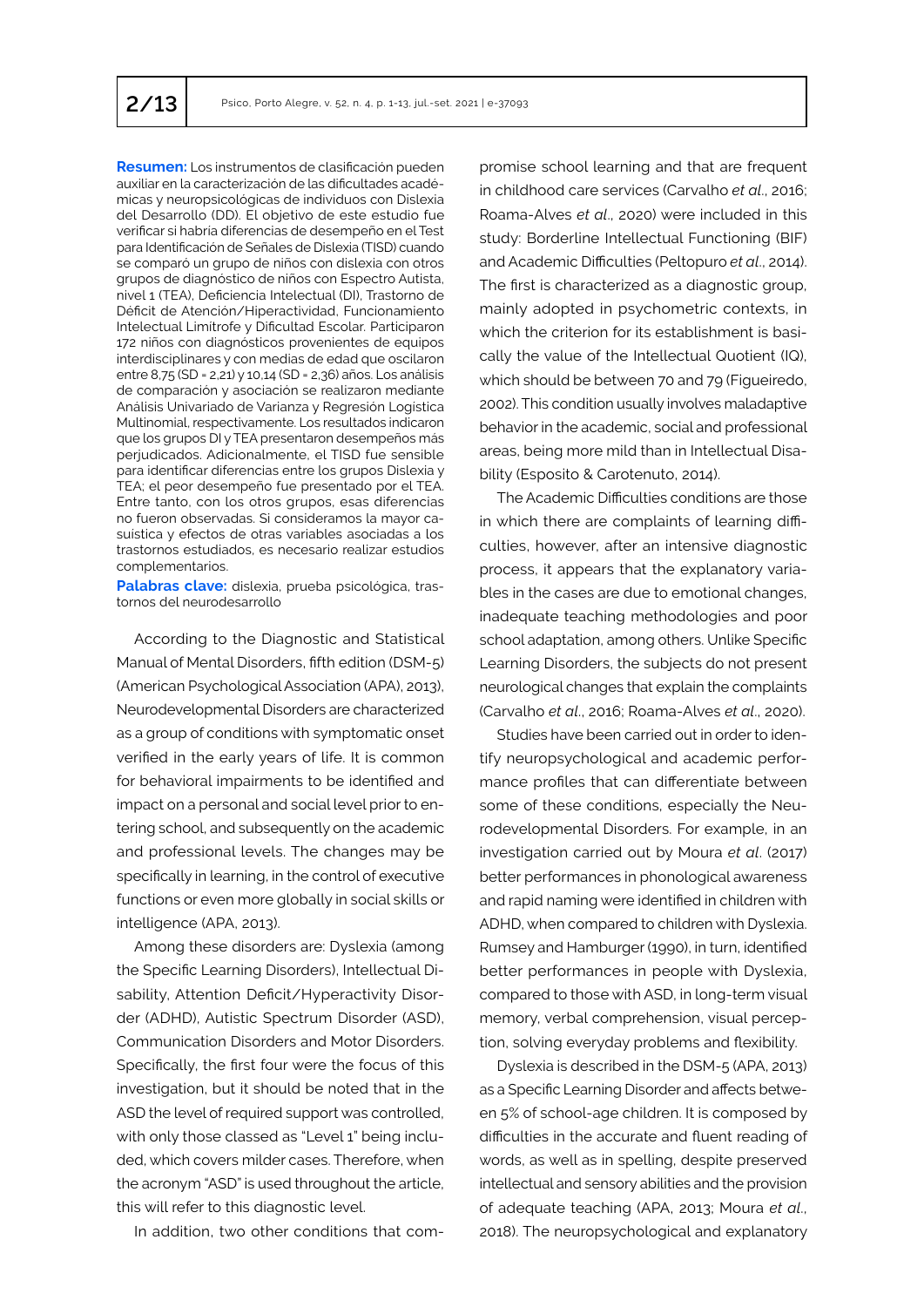**Resumen:** Los instrumentos de clasificación pueden auxiliar en la caracterización de las dificultades académicas y neuropsicológicas de individuos con Dislexia del Desarrollo (DD). El objetivo de este estudio fue verificar si habría diferencias de desempeño en el Test para Identificación de Señales de Dislexia (TISD) cuando se comparó un grupo de niños con dislexia con otros grupos de diagnóstico de niños con Espectro Autista, nivel 1 (TEA), Deficiencia Intelectual (DI), Trastorno de Déficit de Atención/Hiperactividad, Funcionamiento Intelectual Limítrofe y Dificultad Escolar. Participaron 172 niños con diagnósticos provenientes de equipos interdisciplinares y con medias de edad que oscilaron entre 8,75 (SD = 2,21) y 10,14 (SD = 2,36) años. Los análisis de comparación y asociación se realizaron mediante Análisis Univariado de Varianza y Regresión Logística Multinomial, respectivamente. Los resultados indicaron que los grupos DI y TEA presentaron desempeños más perjudicados. Adicionalmente, el TISD fue sensible para identificar diferencias entre los grupos Dislexia y TEA; el peor desempeño fue presentado por el TEA. Entre tanto, con los otros grupos, esas diferencias no fueron observadas. Si consideramos la mayor casuística y efectos de otras variables asociadas a los trastornos estudiados, es necesario realizar estudios complementarios.

**Palabras clave:** dislexia, prueba psicológica, trastornos del neurodesarrollo

According to the Diagnostic and Statistical Manual of Mental Disorders, fifth edition (DSM-5) (American Psychological Association (APA), 2013), Neurodevelopmental Disorders are characterized as a group of conditions with symptomatic onset verified in the early years of life. It is common for behavioral impairments to be identified and impact on a personal and social level prior to entering school, and subsequently on the academic and professional levels. The changes may be specifically in learning, in the control of executive functions or even more globally in social skills or intelligence (APA, 2013).

Among these disorders are: Dyslexia (among the Specific Learning Disorders), Intellectual Disability, Attention Deficit/Hyperactivity Disorder (ADHD), Autistic Spectrum Disorder (ASD), Communication Disorders and Motor Disorders. Specifically, the first four were the focus of this investigation, but it should be noted that in the ASD the level of required support was controlled, with only those classed as "Level 1" being included, which covers milder cases. Therefore, when the acronym "ASD" is used throughout the article, this will refer to this diagnostic level.

In addition, two other conditions that compromise school learning and that are frequent in childhood care services (Carvalho *et al*., 2016; Roama-Alves *et al*., 2020) were included in this study: Borderline Intellectual Functioning (BIF) and Academic Difficulties (Peltopuro *et al*., 2014). The first is characterized as a diagnostic group, mainly adopted in psychometric contexts, in which the criterion for its establishment is basically the value of the Intellectual Quotient (IQ), which should be between 70 and 79 (Figueiredo, 2002). This condition usually involves maladaptive behavior in the academic, social and professional areas, being more mild than in Intellectual Disability (Esposito & Carotenuto, 2014).

The Academic Difficulties conditions are those in which there are complaints of learning difficulties, however, after an intensive diagnostic process, it appears that the explanatory variables in the cases are due to emotional changes, inadequate teaching methodologies and poor school adaptation, among others. Unlike Specific Learning Disorders, the subjects do not present neurological changes that explain the complaints (Carvalho *et al*., 2016; Roama-Alves *et al*., 2020).

Studies have been carried out in order to identify neuropsychological and academic performance profiles that can differentiate between some of these conditions, especially the Neurodevelopmental Disorders. For example, in an investigation carried out by Moura *et al*. (2017) better performances in phonological awareness and rapid naming were identified in children with ADHD, when compared to children with Dyslexia. Rumsey and Hamburger (1990), in turn, identified better performances in people with Dyslexia, compared to those with ASD, in long-term visual memory, verbal comprehension, visual perception, solving everyday problems and flexibility.

Dyslexia is described in the DSM-5 (APA, 2013) as a Specific Learning Disorder and affects between 5% of school-age children. It is composed by difficulties in the accurate and fluent reading of words, as well as in spelling, despite preserved intellectual and sensory abilities and the provision of adequate teaching (APA, 2013; Moura *et al*., 2018). The neuropsychological and explanatory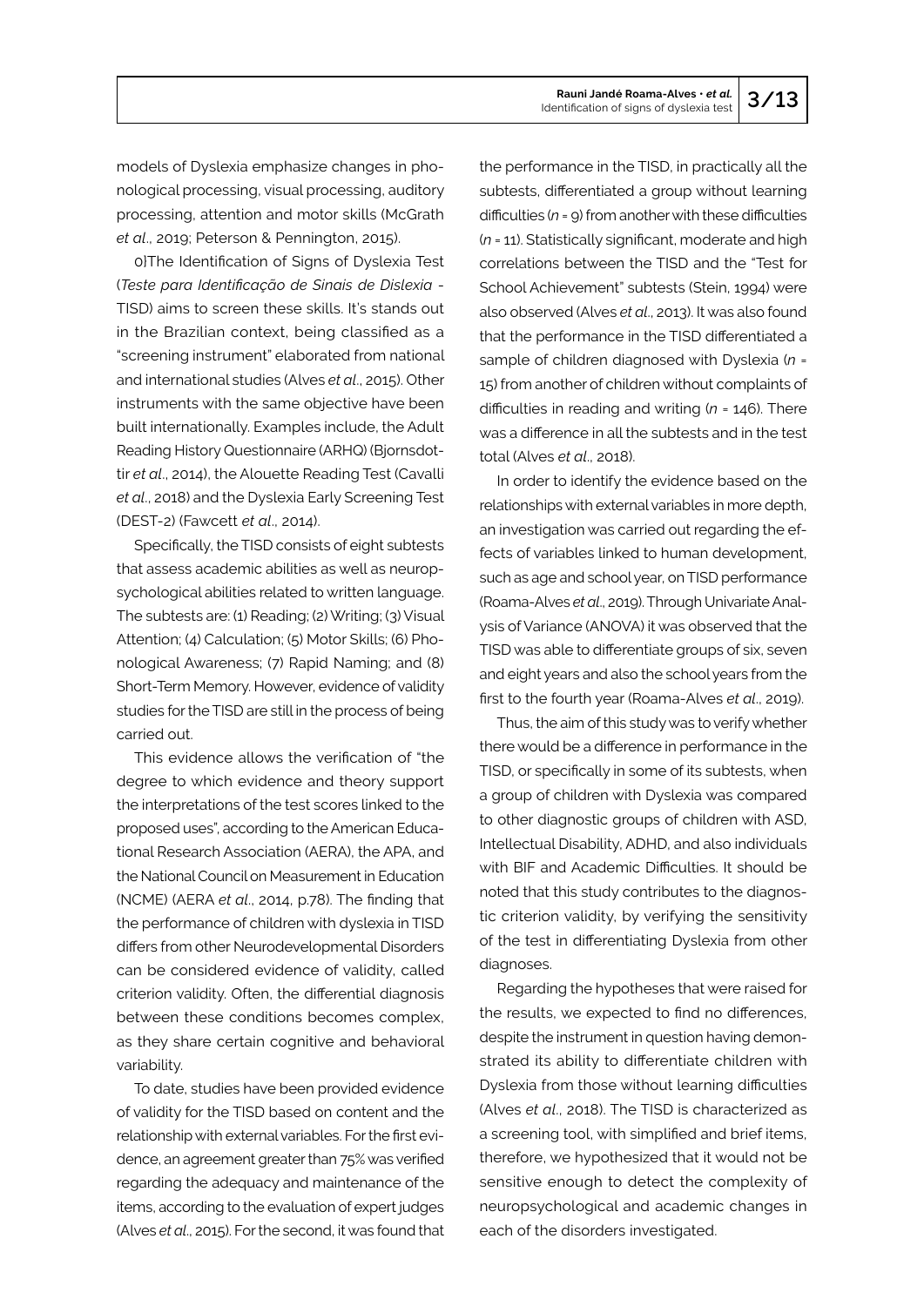models of Dyslexia emphasize changes in phonological processing, visual processing, auditory processing, attention and motor skills (McGrath *et al*., 2019; Peterson & Pennington, 2015).

0)The Identification of Signs of Dyslexia Test (*Teste para Identificação de Sinais de Dislexia* - TISD) aims to screen these skills. It's stands out in the Brazilian context, being classified as a "screening instrument" elaborated from national and international studies (Alves *et al*., 2015). Other instruments with the same objective have been built internationally. Examples include, the Adult Reading History Questionnaire (ARHQ) (Bjornsdottir *et al*., 2014), the Alouette Reading Test (Cavalli *et al*., 2018) and the Dyslexia Early Screening Test (DEST-2) (Fawcett *et al*., 2014).

Specifically, the TISD consists of eight subtests that assess academic abilities as well as neuropsychological abilities related to written language. The subtests are: (1) Reading; (2) Writing; (3) Visual Attention; (4) Calculation; (5) Motor Skills; (6) Phonological Awareness; (7) Rapid Naming; and (8) Short-Term Memory. However, evidence of validity studies for the TISD are still in the process of being carried out.

This evidence allows the verification of "the degree to which evidence and theory support the interpretations of the test scores linked to the proposed uses", according to the American Educational Research Association (AERA), the APA, and the National Council on Measurement in Education (NCME) (AERA *et al*., 2014, p.78). The finding that the performance of children with dyslexia in TISD differs from other Neurodevelopmental Disorders can be considered evidence of validity, called criterion validity. Often, the differential diagnosis between these conditions becomes complex, as they share certain cognitive and behavioral variability.

To date, studies have been provided evidence of validity for the TISD based on content and the relationship with external variables. For the first evidence, an agreement greater than 75% was verified regarding the adequacy and maintenance of the items, according to the evaluation of expert judges (Alves *et al*., 2015). For the second, it was found that the performance in the TISD, in practically all the subtests, differentiated a group without learning difficulties (*n* = 9) from another with these difficulties (*n* = 11). Statistically significant, moderate and high correlations between the TISD and the "Test for School Achievement" subtests (Stein, 1994) were also observed (Alves *et al*., 2013). It was also found that the performance in the TISD differentiated a sample of children diagnosed with Dyslexia (*n* = 15) from another of children without complaints of difficulties in reading and writing (*n* = 146). There was a difference in all the subtests and in the test total (Alves *et al*., 2018).

In order to identify the evidence based on the relationships with external variables in more depth, an investigation was carried out regarding the effects of variables linked to human development, such as age and school year, on TISD performance (Roama-Alves *et al*., 2019). Through Univariate Analysis of Variance (ANOVA) it was observed that the TISD was able to differentiate groups of six, seven and eight years and also the school years from the first to the fourth year (Roama-Alves *et al*., 2019).

Thus, the aim of this study was to verify whether there would be a difference in performance in the TISD, or specifically in some of its subtests, when a group of children with Dyslexia was compared to other diagnostic groups of children with ASD, Intellectual Disability, ADHD, and also individuals with BIF and Academic Difficulties. It should be noted that this study contributes to the diagnostic criterion validity, by verifying the sensitivity of the test in differentiating Dyslexia from other diagnoses.

Regarding the hypotheses that were raised for the results, we expected to find no differences, despite the instrument in question having demonstrated its ability to differentiate children with Dyslexia from those without learning difficulties (Alves *et al*., 2018). The TISD is characterized as a screening tool, with simplified and brief items, therefore, we hypothesized that it would not be sensitive enough to detect the complexity of neuropsychological and academic changes in each of the disorders investigated.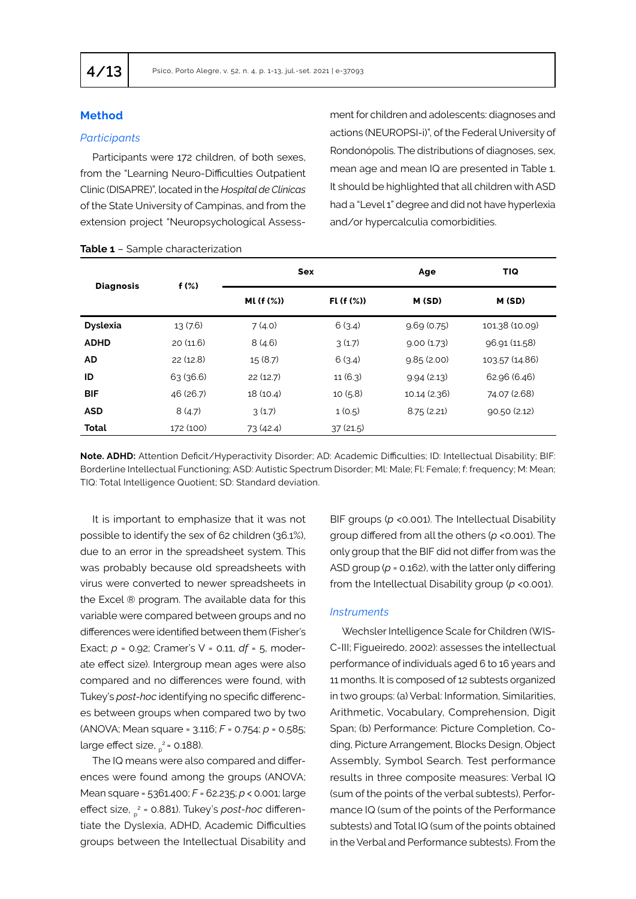## Method

### *Participants*

Participants were 172 children, of both sexes, from the "Learning Neuro-Difficulties Outpatient Clinic (DISAPRE)", located in the *Hospital de Clinicas* of the State University of Campinas, and from the extension project "Neuropsychological Assessment for children and adolescents: diagnoses and actions (NEUROPSI-i)", of the Federal University of Rondonópolis. The distributions of diagnoses, sex, mean age and mean IQ are presented in Table 1. It should be highlighted that all children with ASD had a "Level 1" degree and did not have hyperlexia and/or hypercalculia comorbidities.

**Table 1** – Sample characterization

| Diagnosis | f (%) | Sex | | Age | TIQ |
|---|---|---|---|---|---|
| | | Ml (f (%)) | Fl (f (%)) | M (SD) | M (SD) |
| **Dyslexia** | 13 (7.6) | 7 (4.0) | 6 (3.4) | 9.69 (0.75) | 101.38 (10.09) |
| **ADHD** | 20 (11.6) | 8 (4.6) | 3 (1.7) | 9.00 (1.73) | 96.91 (11.58) |
| **AD** | 22 (12.8) | 15 (8.7) | 6 (3.4) | 9.85 (2.00) | 103.57 (14.86) |
| **ID** | 63 (36.6) | 22 (12.7) | 11 (6.3) | 9.94 (2.13) | 62.96 (6.46) |
| **BIF** | 46 (26.7) | 18 (10.4) | 10 (5.8) | 10.14 (2.36) | 74.07 (2.68) |
| **ASD** | 8 (4.7) | 3 (1.7) | 1 (0.5) | 8.75 (2.21) | 90.50 (2.12) |
| **Total** | 172 (100) | 73 (42.4) | 37 (21.5) | | |

**Note. ADHD:** Attention Deficit/Hyperactivity Disorder; AD: Academic Difficulties; ID: Intellectual Disability; BIF: Borderline Intellectual Functioning; ASD: Autistic Spectrum Disorder; Ml: Male; Fl: Female; f: frequency; M: Mean; TIQ: Total Intelligence Quotient; SD: Standard deviation.

It is important to emphasize that it was not possible to identify the sex of 62 children (36.1%), due to an error in the spreadsheet system. This was probably because old spreadsheets with virus were converted to newer spreadsheets in the Excel ® program. The available data for this variable were compared between groups and no differences were identified between them (Fisher's Exact; $p$ = 0.92; Cramer's V = 0.11, $df$ = 5, moderate effect size). Intergroup mean ages were also compared and no differences were found, with Tukey's *post-hoc* identifying no specific differences between groups when compared two by two (ANOVA; Mean square = 3.116; $F$ = 0.754; $p$ = 0.585; large effect size, $\eta_p^2$ = 0.188).

The IQ means were also compared and differences were found among the groups (ANOVA; Mean square = 5361.400; $F$ = 62.235; $p$ < 0.001; large effect size, $\eta_p^2$ = 0.881). Tukey's *post-hoc* differentiate the Dyslexia, ADHD, Academic Difficulties groups between the Intellectual Disability and BIF groups ($p$ <0.001). The Intellectual Disability group differed from all the others ($p$ <0.001). The only group that the BIF did not differ from was the ASD group ($p$ = 0.162), with the latter only differing from the Intellectual Disability group ($p$ <0.001).

### *Instruments*

Wechsler Intelligence Scale for Children (WISC-III; Figueiredo, 2002): assesses the intellectual performance of individuals aged 6 to 16 years and 11 months. It is composed of 12 subtests organized in two groups: (a) Verbal: Information, Similarities, Arithmetic, Vocabulary, Comprehension, Digit Span; (b) Performance: Picture Completion, Coding, Picture Arrangement, Blocks Design, Object Assembly, Symbol Search. Test performance results in three composite measures: Verbal IQ (sum of the points of the verbal subtests), Performance IQ (sum of the points of the Performance subtests) and Total IQ (sum of the points obtained in the Verbal and Performance subtests). From the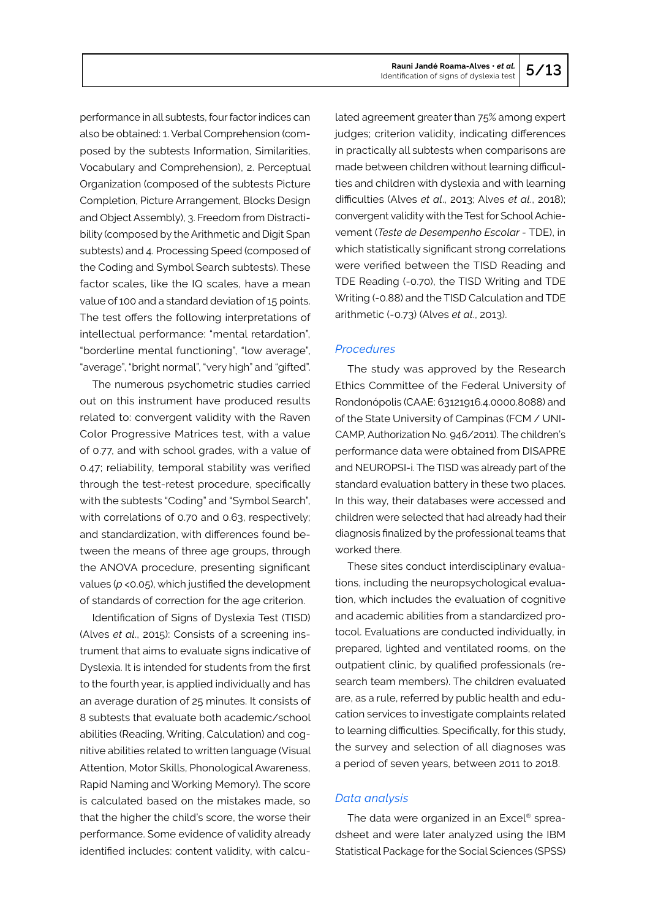performance in all subtests, four factor indices can also be obtained: 1. Verbal Comprehension (composed by the subtests Information, Similarities, Vocabulary and Comprehension), 2. Perceptual Organization (composed of the subtests Picture Completion, Picture Arrangement, Blocks Design and Object Assembly), 3. Freedom from Distractibility (composed by the Arithmetic and Digit Span subtests) and 4. Processing Speed (composed of the Coding and Symbol Search subtests). These factor scales, like the IQ scales, have a mean value of 100 and a standard deviation of 15 points. The test offers the following interpretations of intellectual performance: "mental retardation", "borderline mental functioning", "low average", "average", "bright normal", "very high" and "gifted".

The numerous psychometric studies carried out on this instrument have produced results related to: convergent validity with the Raven Color Progressive Matrices test, with a value of 0.77, and with school grades, with a value of 0.47; reliability, temporal stability was verified through the test-retest procedure, specifically with the subtests "Coding" and "Symbol Search", with correlations of 0.70 and 0.63, respectively; and standardization, with differences found between the means of three age groups, through the ANOVA procedure, presenting significant values ($p$ <0.05), which justified the development of standards of correction for the age criterion.

Identification of Signs of Dyslexia Test (TISD) (Alves *et al*., 2015): Consists of a screening instrument that aims to evaluate signs indicative of Dyslexia. It is intended for students from the first to the fourth year, is applied individually and has an average duration of 25 minutes. It consists of 8 subtests that evaluate both academic/school abilities (Reading, Writing, Calculation) and cognitive abilities related to written language (Visual Attention, Motor Skills, Phonological Awareness, Rapid Naming and Working Memory). The score is calculated based on the mistakes made, so that the higher the child's score, the worse their performance. Some evidence of validity already identified includes: content validity, with calculated agreement greater than 75% among expert judges; criterion validity, indicating differences in practically all subtests when comparisons are made between children without learning difficulties and children with dyslexia and with learning difficulties (Alves *et al*., 2013; Alves *et al*., 2018); convergent validity with the Test for School Achievement (*Teste de Desempenho Escolar* - TDE), in which statistically significant strong correlations were verified between the TISD Reading and TDE Reading (-0.70), the TISD Writing and TDE Writing (-0.88) and the TISD Calculation and TDE arithmetic (-0.73) (Alves *et al*., 2013).

### *Procedures*

The study was approved by the Research Ethics Committee of the Federal University of Rondonópolis (CAAE: 63121916.4.0000.8088) and of the State University of Campinas (FCM / UNICAMP, Authorization No. 946/2011). The children's performance data were obtained from DISAPRE and NEUROPSI-i. The TISD was already part of the standard evaluation battery in these two places. In this way, their databases were accessed and children were selected that had already had their diagnosis finalized by the professional teams that worked there.

These sites conduct interdisciplinary evaluations, including the neuropsychological evaluation, which includes the evaluation of cognitive and academic abilities from a standardized protocol. Evaluations are conducted individually, in prepared, lighted and ventilated rooms, on the outpatient clinic, by qualified professionals (research team members). The children evaluated are, as a rule, referred by public health and education services to investigate complaints related to learning difficulties. Specifically, for this study, the survey and selection of all diagnoses was a period of seven years, between 2011 to 2018.

### *Data analysis*

The data were organized in an Excel® spreadsheet and were later analyzed using the IBM Statistical Package for the Social Sciences (SPSS)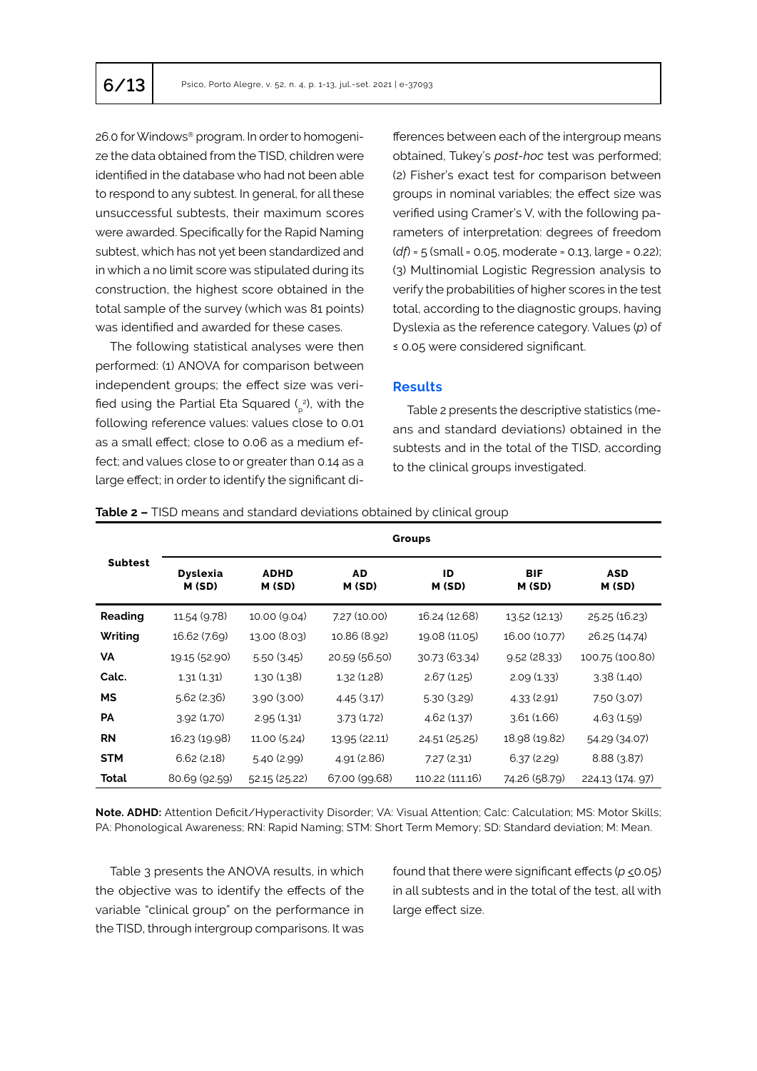26.0 for Windows® program. In order to homogenize the data obtained from the TISD, children were identified in the database who had not been able to respond to any subtest. In general, for all these unsuccessful subtests, their maximum scores were awarded. Specifically for the Rapid Naming subtest, which has not yet been standardized and in which a no limit score was stipulated during its construction, the highest score obtained in the total sample of the survey (which was 81 points) was identified and awarded for these cases.

The following statistical analyses were then performed: (1) ANOVA for comparison between independent groups; the effect size was verified using the Partial Eta Squared ($_p{}^2$), with the following reference values: values close to 0.01 as a small effect; close to 0.06 as a medium effect; and values close to or greater than 0.14 as a large effect; in order to identify the significant differences between each of the intergroup means obtained, Tukey's *post-hoc* test was performed; (2) Fisher's exact test for comparison between groups in nominal variables; the effect size was verified using Cramer's V, with the following parameters of interpretation: degrees of freedom (*df*) = 5 (small = 0.05, moderate = 0.13, large = 0.22); (3) Multinomial Logistic Regression analysis to verify the probabilities of higher scores in the test total, according to the diagnostic groups, having Dyslexia as the reference category. Values (*p*) of ≤ 0.05 were considered significant.

## Results

Table 2 presents the descriptive statistics (means and standard deviations) obtained in the subtests and in the total of the TISD, according to the clinical groups investigated.

**Table 2 –** TISD means and standard deviations obtained by clinical group

| Subtest | Groups | | | | | |
|---|---|---|---|---|---|---|
| | **Dyslexia M (SD)** | **ADHD M (SD)** | **AD M (SD)** | **ID M (SD)** | **BIF M (SD)** | **ASD M (SD)** |
| **Reading** | 11.54 (9.78) | 10.00 (9.04) | 7.27 (10.00) | 16.24 (12.68) | 13.52 (12.13) | 25.25 (16.23) |
| **Writing** | 16.62 (7.69) | 13.00 (8.03) | 10.86 (8.92) | 19.08 (11.05) | 16.00 (10.77) | 26.25 (14.74) |
| **VA** | 19.15 (52.90) | 5.50 (3.45) | 20.59 (56.50) | 30.73 (63.34) | 9.52 (28.33) | 100.75 (100.80) |
| **Calc.** | 1.31 (1.31) | 1.30 (1.38) | 1.32 (1.28) | 2.67 (1.25) | 2.09 (1.33) | 3.38 (1.40) |
| **MS** | 5.62 (2.36) | 3.90 (3.00) | 4.45 (3.17) | 5.30 (3.29) | 4.33 (2.91) | 7.50 (3.07) |
| **PA** | 3.92 (1.70) | 2.95 (1.31) | 3.73 (1.72) | 4.62 (1.37) | 3.61 (1.66) | 4.63 (1.59) |
| **RN** | 16.23 (19.98) | 11.00 (5.24) | 13.95 (22.11) | 24.51 (25.25) | 18.98 (19.82) | 54.29 (34.07) |
| **STM** | 6.62 (2.18) | 5.40 (2.99) | 4.91 (2.86) | 7.27 (2.31) | 6.37 (2.29) | 8.88 (3.87) |
| **Total** | 80.69 (92.59) | 52.15 (25.22) | 67.00 (99.68) | 110.22 (111.16) | 74.26 (58.79) | 224.13 (174. 97) |

**Note. ADHD:** Attention Deficit/Hyperactivity Disorder; VA: Visual Attention; Calc: Calculation; MS: Motor Skills; PA: Phonological Awareness; RN: Rapid Naming; STM: Short Term Memory; SD: Standard deviation; M: Mean.

Table 3 presents the ANOVA results, in which the objective was to identify the effects of the variable "clinical group" on the performance in the TISD, through intergroup comparisons. It was found that there were significant effects ($p \leq 0.05$) in all subtests and in the total of the test, all with large effect size.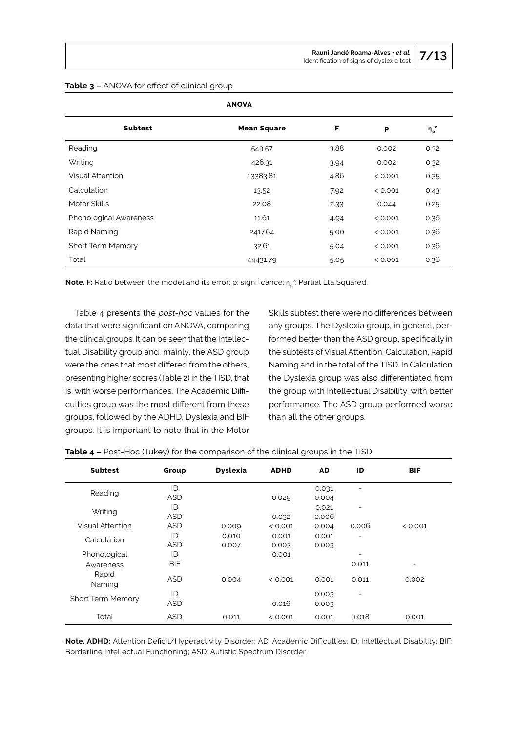**Table 3 –** ANOVA for effect of clinical group

| ANOVA | | | | |
|---|---|---|---|---|
| **Subtest** | **Mean Square** | **F** | **p** | $\eta_p^2$ |
| Reading | 543.57 | 3.88 | 0.002 | 0.32 |
| Writing | 426.31 | 3.94 | 0.002 | 0.32 |
| Visual Attention | 13383.81 | 4.86 | < 0.001 | 0.35 |
| Calculation | 13.52 | 7.92 | < 0.001 | 0.43 |
| Motor Skills | 22.08 | 2.33 | 0.044 | 0.25 |
| Phonological Awareness | 11.61 | 4.94 | < 0.001 | 0.36 |
| Rapid Naming | 2417.64 | 5.00 | < 0.001 | 0.36 |
| Short Term Memory | 32.61 | 5.04 | < 0.001 | 0.36 |
| Total | 44431.79 | 5.05 | < 0.001 | 0.36 |

**Note. F:** Ratio between the model and its error; p: significance; $\eta_p^2$: Partial Eta Squared.

Table 4 presents the *post-hoc* values for the data that were significant on ANOVA, comparing the clinical groups. It can be seen that the Intellectual Disability group and, mainly, the ASD group were the ones that most differed from the others, presenting higher scores (Table 2) in the TISD, that is, with worse performances. The Academic Difficulties group was the most different from these groups, followed by the ADHD, Dyslexia and BIF groups. It is important to note that in the Motor Skills subtest there were no differences between any groups. The Dyslexia group, in general, performed better than the ASD group, specifically in the subtests of Visual Attention, Calculation, Rapid Naming and in the total of the TISD. In Calculation the Dyslexia group was also differentiated from the group with Intellectual Disability, with better performance. The ASD group performed worse than all the other groups.

**Table 4 –** Post-Hoc (Tukey) for the comparison of the clinical groups in the TISD

| Subtest | Group | Dyslexia | ADHD | AD | ID | BIF |
|---|---|---|---|---|---|---|
| Reading | ID | | | 0.031 | - | |
| | ASD | | 0.029 | 0.004 | | |
| Writing | ID | | | 0.021 | - | |
| | ASD | | 0.032 | 0.006 | | |
| Visual Attention | ASD | 0.009 | < 0.001 | 0.004 | 0.006 | < 0.001 |
| Calculation | ID | 0.010 | 0.001 | 0.001 | - | |
| | ASD | 0.007 | 0.003 | 0.003 | | |
| Phonological Awareness | ID | | 0.001 | | - | |
| | BIF | | | | 0.011 | - |
| Rapid Naming | ASD | 0.004 | < 0.001 | 0.001 | 0.011 | 0.002 |
| Short Term Memory | ID | | | 0.003 | - | |
| | ASD | | 0.016 | 0.003 | | |
| Total | ASD | 0.011 | < 0.001 | 0.001 | 0.018 | 0.001 |

**Note. ADHD:** Attention Deficit/Hyperactivity Disorder; AD: Academic Difficulties; ID: Intellectual Disability; BIF: Borderline Intellectual Functioning; ASD: Autistic Spectrum Disorder.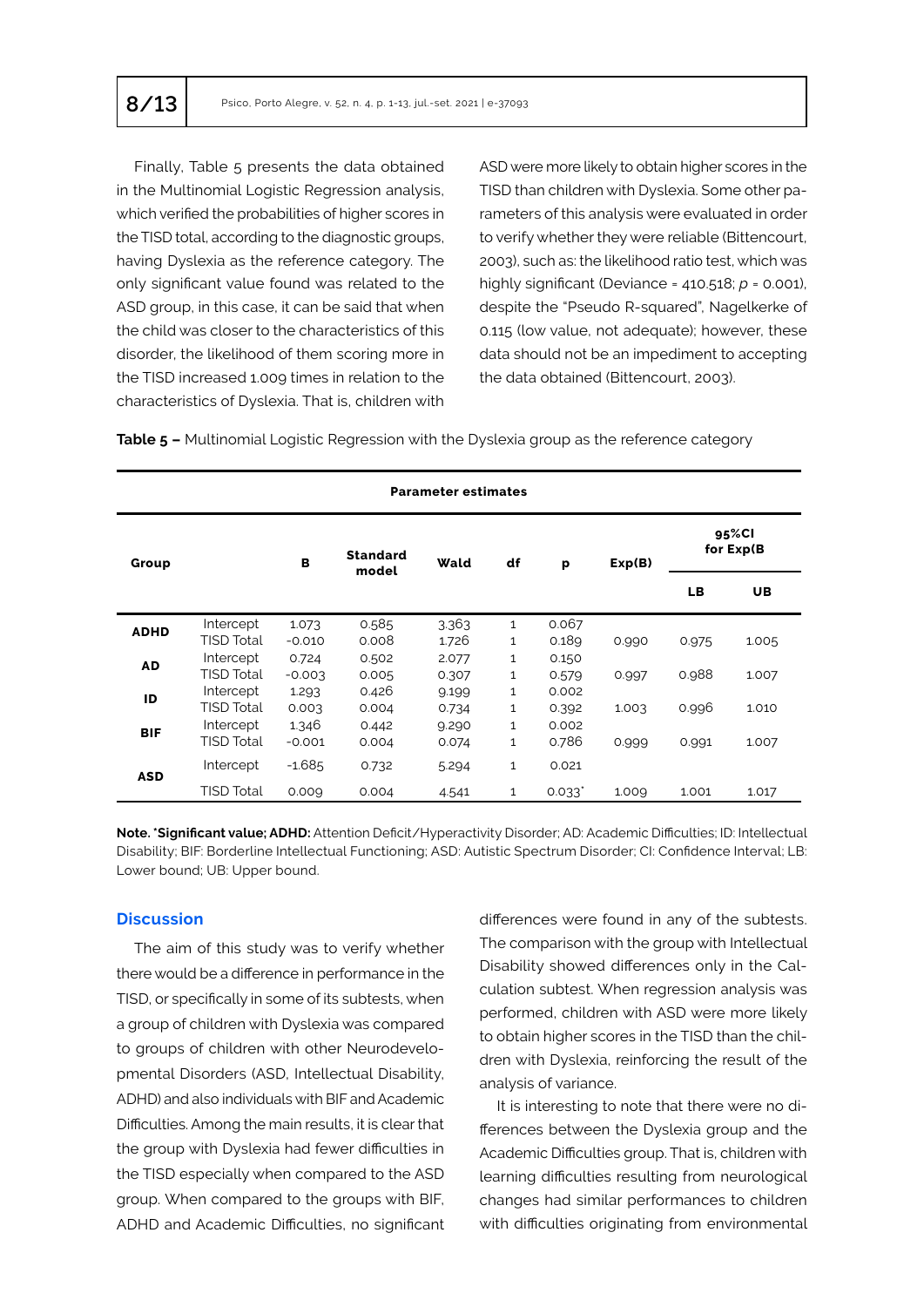Finally, Table 5 presents the data obtained in the Multinomial Logistic Regression analysis, which verified the probabilities of higher scores in the TISD total, according to the diagnostic groups, having Dyslexia as the reference category. The only significant value found was related to the ASD group, in this case, it can be said that when the child was closer to the characteristics of this disorder, the likelihood of them scoring more in the TISD increased 1.009 times in relation to the characteristics of Dyslexia. That is, children with ASD were more likely to obtain higher scores in the TISD than children with Dyslexia. Some other parameters of this analysis were evaluated in order to verify whether they were reliable (Bittencourt, 2003), such as: the likelihood ratio test, which was highly significant (Deviance = 410.518; *p* = 0.001), despite the "Pseudo R-squared", Nagelkerke of 0.115 (low value, not adequate); however, these data should not be an impediment to accepting the data obtained (Bittencourt, 2003).

**Table 5 –** Multinomial Logistic Regression with the Dyslexia group as the reference category

| Parameter estimates | | | | | | | | | |
|---|---|---|---|---|---|---|---|---|---|
| Group | | B | Standard model | Wald | df | p | Exp(B) | 95%CI for Exp(B | |
| | | | | | | | | LB | UB |
| ADHD | Intercept | 1.073 | 0.585 | 3.363 | 1 | 0.067 | | | |
| | TISD Total | -0.010 | 0.008 | 1.726 | 1 | 0.189 | 0.990 | 0.975 | 1.005 |
| AD | Intercept | 0.724 | 0.502 | 2.077 | 1 | 0.150 | | | |
| | TISD Total | -0.003 | 0.005 | 0.307 | 1 | 0.579 | 0.997 | 0.988 | 1.007 |
| ID | Intercept | 1.293 | 0.426 | 9.199 | 1 | 0.002 | | | |
| | TISD Total | 0.003 | 0.004 | 0.734 | 1 | 0.392 | 1.003 | 0.996 | 1.010 |
| BIF | Intercept | 1.346 | 0.442 | 9.290 | 1 | 0.002 | | | |
| | TISD Total | -0.001 | 0.004 | 0.074 | 1 | 0.786 | 0.999 | 0.991 | 1.007 |
| ASD | Intercept | -1.685 | 0.732 | 5.294 | 1 | 0.021 | | | |
| | TISD Total | 0.009 | 0.004 | 4.541 | 1 | 0.033* | 1.009 | 1.001 | 1.017 |

**Note. *Significant value; ADHD:** Attention Deficit/Hyperactivity Disorder; AD: Academic Difficulties; ID: Intellectual Disability; BIF: Borderline Intellectual Functioning; ASD: Autistic Spectrum Disorder; CI: Confidence Interval; LB: Lower bound; UB: Upper bound.

## Discussion

The aim of this study was to verify whether there would be a difference in performance in the TISD, or specifically in some of its subtests, when a group of children with Dyslexia was compared to groups of children with other Neurodevelopmental Disorders (ASD, Intellectual Disability, ADHD) and also individuals with BIF and Academic Difficulties. Among the main results, it is clear that the group with Dyslexia had fewer difficulties in the TISD especially when compared to the ASD group. When compared to the groups with BIF, ADHD and Academic Difficulties, no significant differences were found in any of the subtests. The comparison with the group with Intellectual Disability showed differences only in the Calculation subtest. When regression analysis was performed, children with ASD were more likely to obtain higher scores in the TISD than the children with Dyslexia, reinforcing the result of the analysis of variance.

It is interesting to note that there were no differences between the Dyslexia group and the Academic Difficulties group. That is, children with learning difficulties resulting from neurological changes had similar performances to children with difficulties originating from environmental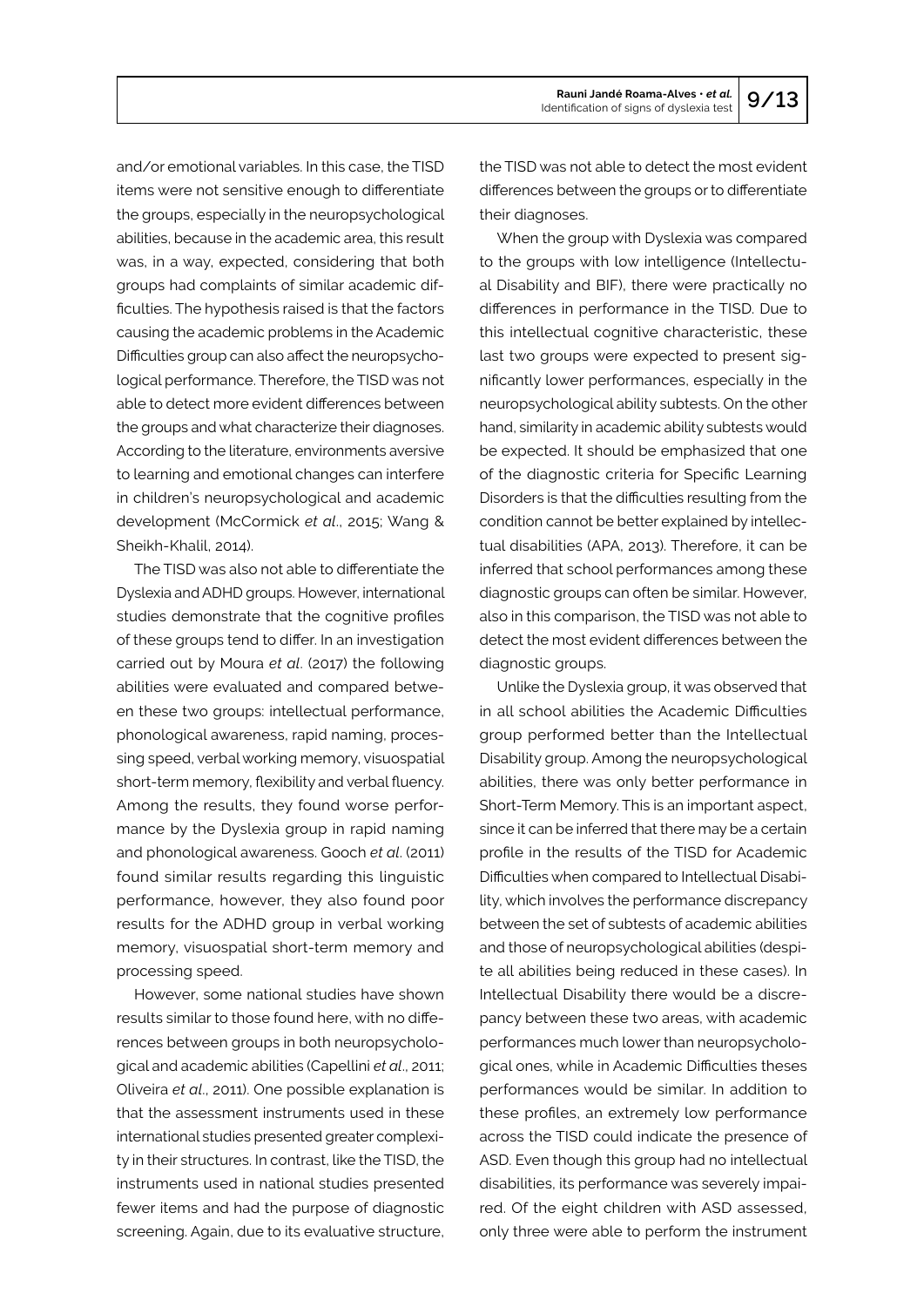and/or emotional variables. In this case, the TISD items were not sensitive enough to differentiate the groups, especially in the neuropsychological abilities, because in the academic area, this result was, in a way, expected, considering that both groups had complaints of similar academic difficulties. The hypothesis raised is that the factors causing the academic problems in the Academic Difficulties group can also affect the neuropsychological performance. Therefore, the TISD was not able to detect more evident differences between the groups and what characterize their diagnoses. According to the literature, environments aversive to learning and emotional changes can interfere in children's neuropsychological and academic development (McCormick *et al*., 2015; Wang & Sheikh-Khalil, 2014).

The TISD was also not able to differentiate the Dyslexia and ADHD groups. However, international studies demonstrate that the cognitive profiles of these groups tend to differ. In an investigation carried out by Moura *et al*. (2017) the following abilities were evaluated and compared between these two groups: intellectual performance, phonological awareness, rapid naming, processing speed, verbal working memory, visuospatial short-term memory, flexibility and verbal fluency. Among the results, they found worse performance by the Dyslexia group in rapid naming and phonological awareness. Gooch *et al*. (2011) found similar results regarding this linguistic performance, however, they also found poor results for the ADHD group in verbal working memory, visuospatial short-term memory and processing speed.

However, some national studies have shown results similar to those found here, with no differences between groups in both neuropsychological and academic abilities (Capellini *et al*., 2011; Oliveira *et al*., 2011). One possible explanation is that the assessment instruments used in these international studies presented greater complexity in their structures. In contrast, like the TISD, the instruments used in national studies presented fewer items and had the purpose of diagnostic screening. Again, due to its evaluative structure, the TISD was not able to detect the most evident differences between the groups or to differentiate their diagnoses.

When the group with Dyslexia was compared to the groups with low intelligence (Intellectual Disability and BIF), there were practically no differences in performance in the TISD. Due to this intellectual cognitive characteristic, these last two groups were expected to present significantly lower performances, especially in the neuropsychological ability subtests. On the other hand, similarity in academic ability subtests would be expected. It should be emphasized that one of the diagnostic criteria for Specific Learning Disorders is that the difficulties resulting from the condition cannot be better explained by intellectual disabilities (APA, 2013). Therefore, it can be inferred that school performances among these diagnostic groups can often be similar. However, also in this comparison, the TISD was not able to detect the most evident differences between the diagnostic groups.

Unlike the Dyslexia group, it was observed that in all school abilities the Academic Difficulties group performed better than the Intellectual Disability group. Among the neuropsychological abilities, there was only better performance in Short-Term Memory. This is an important aspect, since it can be inferred that there may be a certain profile in the results of the TISD for Academic Difficulties when compared to Intellectual Disability, which involves the performance discrepancy between the set of subtests of academic abilities and those of neuropsychological abilities (despite all abilities being reduced in these cases). In Intellectual Disability there would be a discrepancy between these two areas, with academic performances much lower than neuropsychological ones, while in Academic Difficulties theses performances would be similar. In addition to these profiles, an extremely low performance across the TISD could indicate the presence of ASD. Even though this group had no intellectual disabilities, its performance was severely impaired. Of the eight children with ASD assessed, only three were able to perform the instrument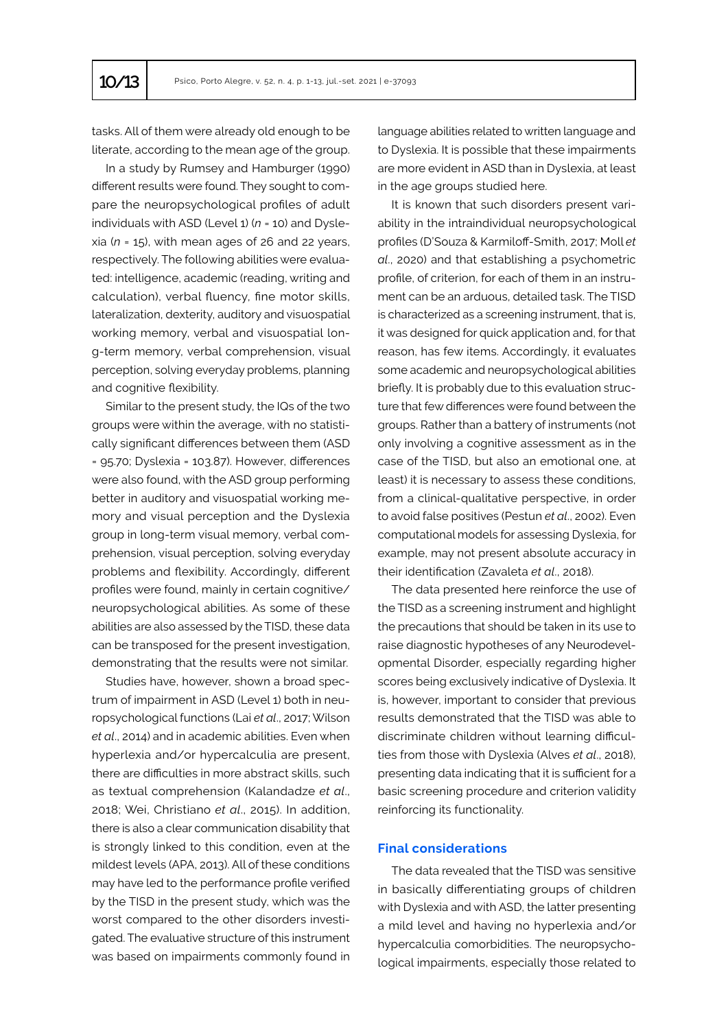tasks. All of them were already old enough to be literate, according to the mean age of the group.

In a study by Rumsey and Hamburger (1990) different results were found. They sought to compare the neuropsychological profiles of adult individuals with ASD (Level 1) ($n$ = 10) and Dyslexia ($n$ = 15), with mean ages of 26 and 22 years, respectively. The following abilities were evaluated: intelligence, academic (reading, writing and calculation), verbal fluency, fine motor skills, lateralization, dexterity, auditory and visuospatial working memory, verbal and visuospatial long-term memory, verbal comprehension, visual perception, solving everyday problems, planning and cognitive flexibility.

Similar to the present study, the IQs of the two groups were within the average, with no statistically significant differences between them (ASD = 95.70; Dyslexia = 103.87). However, differences were also found, with the ASD group performing better in auditory and visuospatial working memory and visual perception and the Dyslexia group in long-term visual memory, verbal comprehension, visual perception, solving everyday problems and flexibility. Accordingly, different profiles were found, mainly in certain cognitive/neuropsychological abilities. As some of these abilities are also assessed by the TISD, these data can be transposed for the present investigation, demonstrating that the results were not similar.

Studies have, however, shown a broad spectrum of impairment in ASD (Level 1) both in neuropsychological functions (Lai *et al*., 2017; Wilson *et al*., 2014) and in academic abilities. Even when hyperlexia and/or hypercalculia are present, there are difficulties in more abstract skills, such as textual comprehension (Kalandadze *et al*., 2018; Wei, Christiano *et al*., 2015). In addition, there is also a clear communication disability that is strongly linked to this condition, even at the mildest levels (APA, 2013). All of these conditions may have led to the performance profile verified by the TISD in the present study, which was the worst compared to the other disorders investigated. The evaluative structure of this instrument was based on impairments commonly found in language abilities related to written language and to Dyslexia. It is possible that these impairments are more evident in ASD than in Dyslexia, at least in the age groups studied here.

It is known that such disorders present variability in the intraindividual neuropsychological profiles (D'Souza & Karmiloff-Smith, 2017; Moll *et al*., 2020) and that establishing a psychometric profile, of criterion, for each of them in an instrument can be an arduous, detailed task. The TISD is characterized as a screening instrument, that is, it was designed for quick application and, for that reason, has few items. Accordingly, it evaluates some academic and neuropsychological abilities briefly. It is probably due to this evaluation structure that few differences were found between the groups. Rather than a battery of instruments (not only involving a cognitive assessment as in the case of the TISD, but also an emotional one, at least) it is necessary to assess these conditions, from a clinical-qualitative perspective, in order to avoid false positives (Pestun *et al*., 2002). Even computational models for assessing Dyslexia, for example, may not present absolute accuracy in their identification (Zavaleta *et al*., 2018).

The data presented here reinforce the use of the TISD as a screening instrument and highlight the precautions that should be taken in its use to raise diagnostic hypotheses of any Neurodevelopmental Disorder, especially regarding higher scores being exclusively indicative of Dyslexia. It is, however, important to consider that previous results demonstrated that the TISD was able to discriminate children without learning difficulties from those with Dyslexia (Alves *et al*., 2018), presenting data indicating that it is sufficient for a basic screening procedure and criterion validity reinforcing its functionality.

## Final considerations

The data revealed that the TISD was sensitive in basically differentiating groups of children with Dyslexia and with ASD, the latter presenting a mild level and having no hyperlexia and/or hypercalculia comorbidities. The neuropsychological impairments, especially those related to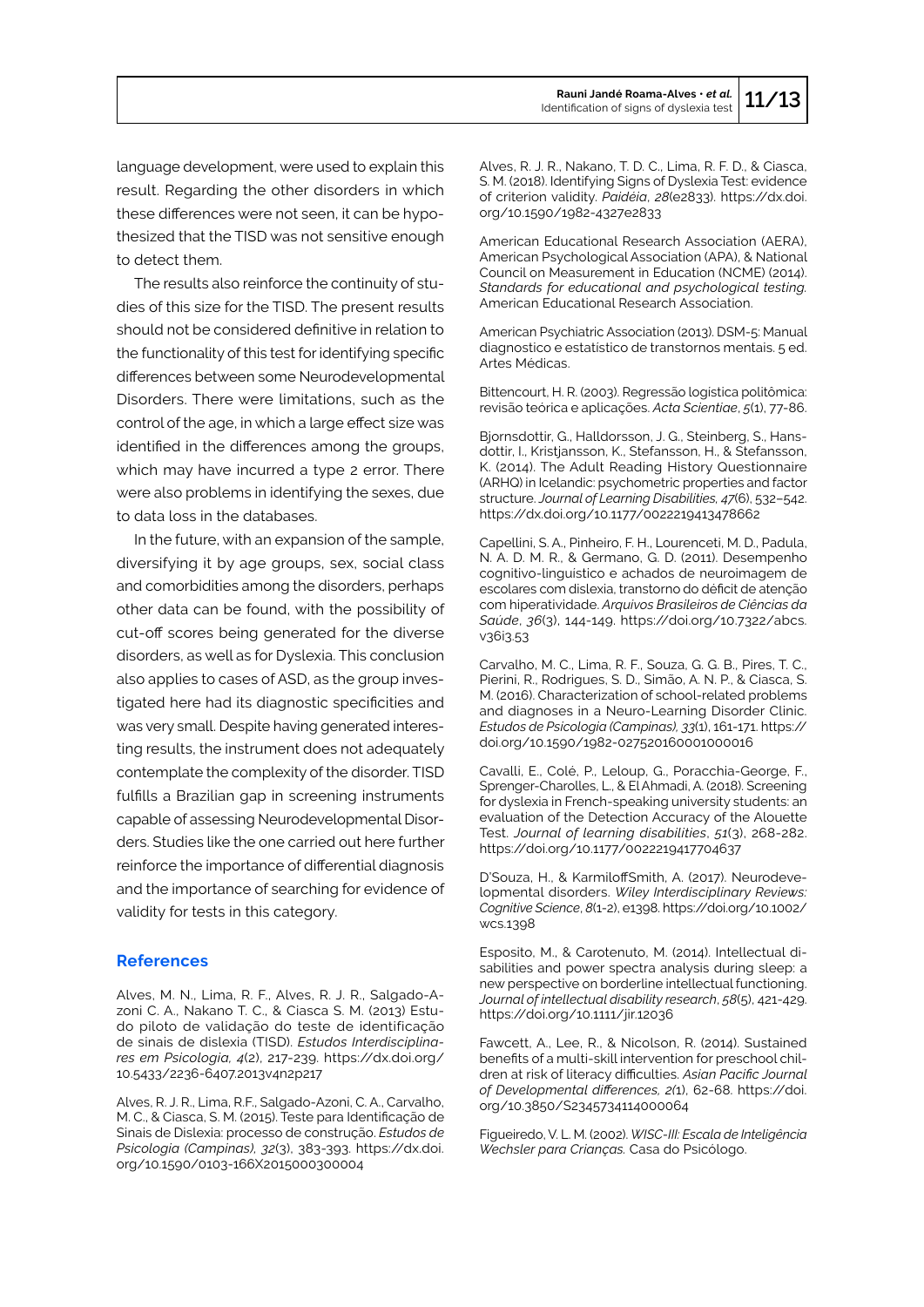language development, were used to explain this result. Regarding the other disorders in which these differences were not seen, it can be hypothesized that the TISD was not sensitive enough to detect them.

The results also reinforce the continuity of studies of this size for the TISD. The present results should not be considered definitive in relation to the functionality of this test for identifying specific differences between some Neurodevelopmental Disorders. There were limitations, such as the control of the age, in which a large effect size was identified in the differences among the groups, which may have incurred a type 2 error. There were also problems in identifying the sexes, due to data loss in the databases.

In the future, with an expansion of the sample, diversifying it by age groups, sex, social class and comorbidities among the disorders, perhaps other data can be found, with the possibility of cut-off scores being generated for the diverse disorders, as well as for Dyslexia. This conclusion also applies to cases of ASD, as the group investigated here had its diagnostic specificities and was very small. Despite having generated interesting results, the instrument does not adequately contemplate the complexity of the disorder. TISD fulfills a Brazilian gap in screening instruments capable of assessing Neurodevelopmental Disorders. Studies like the one carried out here further reinforce the importance of differential diagnosis and the importance of searching for evidence of validity for tests in this category.

## References

Alves, M. N., Lima, R. F., Alves, R. J. R., Salgado-Azoni C. A., Nakano T. C., & Ciasca S. M. (2013) Estudo piloto de validação do teste de identificação de sinais de dislexia (TISD). *Estudos Interdisciplinares em Psicologia, 4*(2), 217-239. https://dx.doi.org/10.5433/2236-6407.2013v4n2p217

Alves, R. J. R., Lima, R.F., Salgado-Azoni, C. A., Carvalho, M. C., & Ciasca, S. M. (2015). Teste para Identificação de Sinais de Dislexia: processo de construção. *Estudos de Psicologia (Campinas), 32*(3), 383-393. https://dx.doi.org/10.1590/0103-166X2015000300004

Alves, R. J. R., Nakano, T. D. C., Lima, R. F. D., & Ciasca, S. M. (2018). Identifying Signs of Dyslexia Test: evidence of criterion validity. *Paidéia*, *28*(e2833). https://dx.doi.org/10.1590/1982-4327e2833

American Educational Research Association (AERA), American Psychological Association (APA), & National Council on Measurement in Education (NCME) (2014). *Standards for educational and psychological testing.* American Educational Research Association.

American Psychiatric Association (2013). DSM-5: Manual diagnostico e estatistico de transtornos mentais. 5 ed. Artes Médicas.

Bittencourt, H. R. (2003). Regressão logistica politômica: revisão teórica e aplicações. *Acta Scientiae*, *5*(1), 77-86.

Bjornsdottir, G., Halldorsson, J. G., Steinberg, S., Hansdottir, I., Kristjansson, K., Stefansson, H., & Stefansson, K. (2014). The Adult Reading History Questionnaire (ARHQ) in Icelandic: psychometric properties and factor structure. *Journal of Learning Disabilities, 47*(6), 532–542. https://dx.doi.org/10.1177/0022219413478662

Capellini, S. A., Pinheiro, F. H., Lourenceti, M. D., Padula, N. A. D. M. R., & Germano, G. D. (2011). Desempenho cognitivo-linguistico e achados de neuroimagem de escolares com dislexia, transtorno do déficit de atenção com hiperatividade. *Arquivos Brasileiros de Ciências da Saúde*, *36*(3), 144-149. https://doi.org/10.7322/abcs.v36i3.53

Carvalho, M. C., Lima, R. F., Souza, G. G. B., Pires, T. C., Pierini, R., Rodrigues, S. D., Simão, A. N. P., & Ciasca, S. M. (2016). Characterization of school-related problems and diagnoses in a Neuro-Learning Disorder Clinic. *Estudos de Psicologia (Campinas), 33*(1), 161-171. https://doi.org/10.1590/1982-027520160001000016

Cavalli, E., Colé, P., Leloup, G., Poracchia-George, F., Sprenger-Charolles, L., & El Ahmadi, A. (2018). Screening for dyslexia in French-speaking university students: an evaluation of the Detection Accuracy of the Alouette Test. *Journal of learning disabilities*, *51*(3), 268-282. https://doi.org/10.1177/0022219417704637

D'Souza, H., & KarmiloffSmith, A. (2017). Neurodevelopmental disorders. *Wiley Interdisciplinary Reviews: Cognitive Science*, *8*(1-2), e1398. https://doi.org/10.1002/wcs.1398

Esposito, M., & Carotenuto, M. (2014). Intellectual disabilities and power spectra analysis during sleep: a new perspective on borderline intellectual functioning. *Journal of intellectual disability research*, *58*(5), 421-429. https://doi.org/10.1111/jir.12036

Fawcett, A., Lee, R., & Nicolson, R. (2014). Sustained benefits of a multi-skill intervention for preschool children at risk of literacy difficulties. *Asian Pacific Journal of Developmental differences, 2*(1), 62-68. https://doi.org/10.3850/S2345734114000064

Figueiredo, V. L. M. (2002). *WISC-III: Escala de Inteligência Wechsler para Crianças.* Casa do Psicólogo.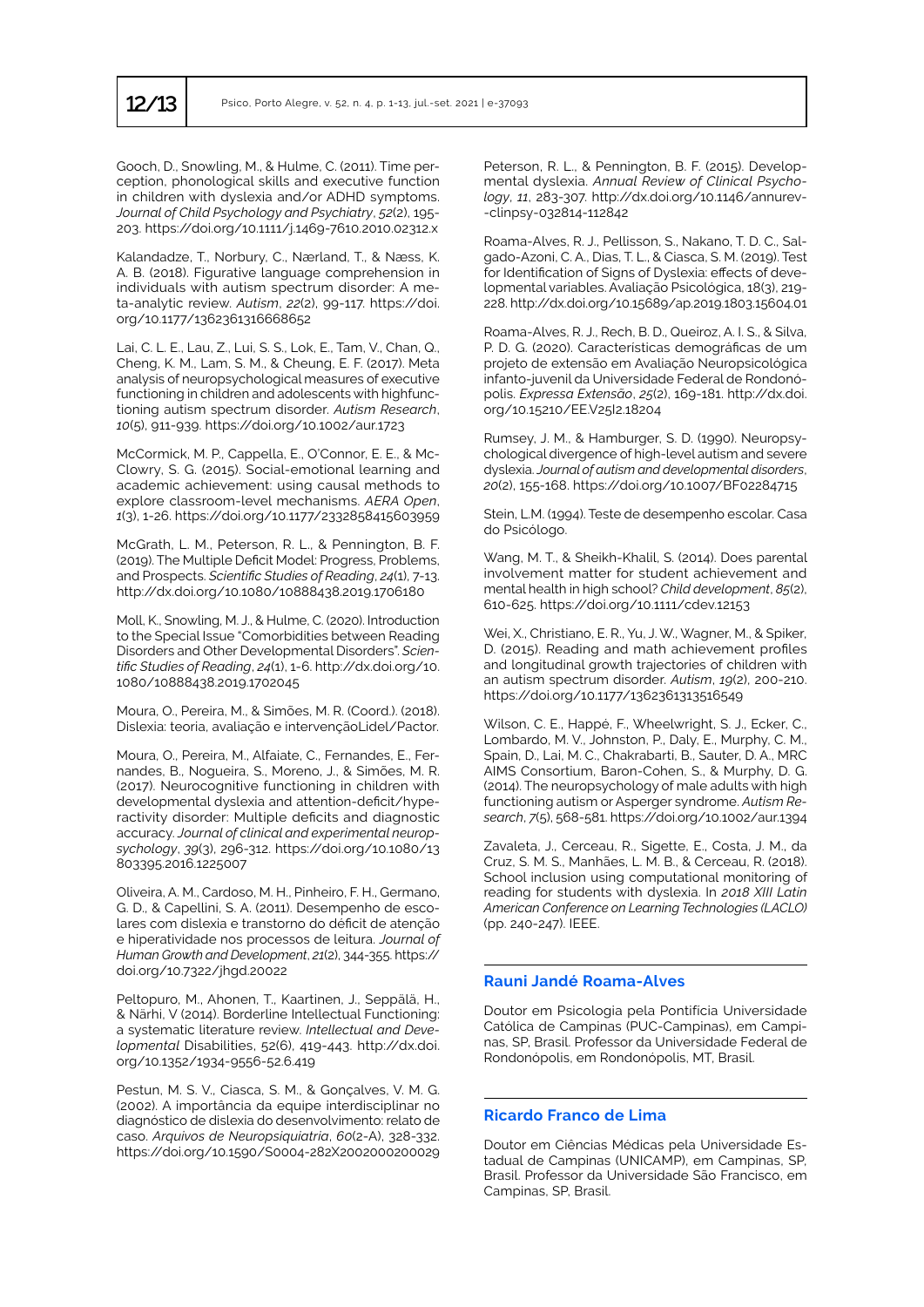Gooch, D., Snowling, M., & Hulme, C. (2011). Time perception, phonological skills and executive function in children with dyslexia and/or ADHD symptoms. *Journal of Child Psychology and Psychiatry*, *52*(2), 195-203. https://doi.org/10.1111/j.1469-7610.2010.02312.x

Kalandadze, T., Norbury, C., Nærland, T., & Næss, K. A. B. (2018). Figurative language comprehension in individuals with autism spectrum disorder: A meta-analytic review. *Autism*, *22*(2), 99-117. https://doi.org/10.1177/1362361316668652

Lai, C. L. E., Lau, Z., Lui, S. S., Lok, E., Tam, V., Chan, Q., Cheng, K. M., Lam, S. M., & Cheung, E. F. (2017). Meta analysis of neuropsychological measures of executive functioning in children and adolescents with highfunctioning autism spectrum disorder. *Autism Research*, *10*(5), 911-939. https://doi.org/10.1002/aur.1723

McCormick, M. P., Cappella, E., O'Connor, E. E., & McClowry, S. G. (2015). Social-emotional learning and academic achievement: using causal methods to explore classroom-level mechanisms. *AERA Open*, *1*(3), 1-26. https://doi.org/10.1177/2332858415603959

McGrath, L. M., Peterson, R. L., & Pennington, B. F. (2019). The Multiple Deficit Model: Progress, Problems, and Prospects. *Scientific Studies of Reading*, *24*(1), 7-13. http://dx.doi.org/10.1080/10888438.2019.1706180

Moll, K., Snowling, M. J., & Hulme, C. (2020). Introduction to the Special Issue "Comorbidities between Reading Disorders and Other Developmental Disorders". *Scientific Studies of Reading*, *24*(1), 1-6. http://dx.doi.org/10.1080/10888438.2019.1702045

Moura, O., Pereira, M., & Simões, M. R. (Coord.). (2018). Dislexia: teoria, avaliação e intervençãoLidel/Pactor.

Moura, O., Pereira, M., Alfaiate, C., Fernandes, E., Fernandes, B., Nogueira, S., Moreno, J., & Simões, M. R. (2017). Neurocognitive functioning in children with developmental dyslexia and attention-deficit/hyperactivity disorder: Multiple deficits and diagnostic accuracy. *Journal of clinical and experimental neuropsychology*, *39*(3), 296-312. https://doi.org/10.1080/13803395.2016.1225007

Oliveira, A. M., Cardoso, M. H., Pinheiro, F. H., Germano, G. D., & Capellini, S. A. (2011). Desempenho de escolares com dislexia e transtorno do déficit de atenção e hiperatividade nos processos de leitura. *Journal of Human Growth and Development*, *21*(2), 344-355. https://doi.org/10.7322/jhgd.20022

Peltopuro, M., Ahonen, T., Kaartinen, J., Seppälä, H., & Närhi, V (2014). Borderline Intellectual Functioning: a systematic literature review. *Intellectual and Developmental* Disabilities, 52(6), 419-443. http://dx.doi.org/10.1352/1934-9556-52.6.419

Pestun, M. S. V., Ciasca, S. M., & Gonçalves, V. M. G. (2002). A importância da equipe interdisciplinar no diagnóstico de dislexia do desenvolvimento: relato de caso. *Arquivos de Neuropsiquiatria*, *60*(2-A), 328-332. https://doi.org/10.1590/S0004-282X2002000200029

Peterson, R. L., & Pennington, B. F. (2015). Developmental dyslexia. *Annual Review of Clinical Psychology*, *11*, 283-307. http://dx.doi.org/10.1146/annurev-clinpsy-032814-112842

Roama-Alves, R. J., Pellisson, S., Nakano, T. D. C., Salgado-Azoni, C. A., Dias, T. L., & Ciasca, S. M. (2019). Test for Identification of Signs of Dyslexia: effects of developmental variables. Avaliação Psicológica, 18(3), 219-228. http://dx.doi.org/10.15689/ap.2019.1803.15604.01

Roama-Alves, R. J., Rech, B. D., Queiroz, A. I. S., & Silva, P. D. G. (2020). Características demográficas de um projeto de extensão em Avaliação Neuropsicológica infanto-juvenil da Universidade Federal de Rondonópolis. *Expressa Extensão*, *25*(2), 169-181. http://dx.doi.org/10.15210/EE.V25I2.18204

Rumsey, J. M., & Hamburger, S. D. (1990). Neuropsychological divergence of high-level autism and severe dyslexia. *Journal of autism and developmental disorders*, *20*(2), 155-168. https://doi.org/10.1007/BF02284715

Stein, L.M. (1994). Teste de desempenho escolar. Casa do Psicólogo.

Wang, M. T., & Sheikh-Khalil, S. (2014). Does parental involvement matter for student achievement and mental health in high school? *Child development*, *85*(2), 610-625. https://doi.org/10.1111/cdev.12153

Wei, X., Christiano, E. R., Yu, J. W., Wagner, M., & Spiker, D. (2015). Reading and math achievement profiles and longitudinal growth trajectories of children with an autism spectrum disorder. *Autism*, *19*(2), 200-210. https://doi.org/10.1177/1362361313516549

Wilson, C. E., Happé, F., Wheelwright, S. J., Ecker, C., Lombardo, M. V., Johnston, P., Daly, E., Murphy, C. M., Spain, D., Lai, M. C., Chakrabarti, B., Sauter, D. A., MRC AIMS Consortium, Baron-Cohen, S., & Murphy, D. G. (2014). The neuropsychology of male adults with high functioning autism or Asperger syndrome. *Autism Research*, *7*(5), 568-581. https://doi.org/10.1002/aur.1394

Zavaleta, J., Cerceau, R., Sigette, E., Costa, J. M., da Cruz, S. M. S., Manhães, L. M. B., & Cerceau, R. (2018). School inclusion using computational monitoring of reading for students with dyslexia. In *2018 XIII Latin American Conference on Learning Technologies (LACLO)* (pp. 240-247). IEEE.

## Rauni Jandé Roama-Alves

Doutor em Psicologia pela Pontifícia Universidade Católica de Campinas (PUC-Campinas), em Campinas, SP, Brasil. Professor da Universidade Federal de Rondonópolis, em Rondonópolis, MT, Brasil.

## Ricardo Franco de Lima

Doutor em Ciências Médicas pela Universidade Estadual de Campinas (UNICAMP), em Campinas, SP, Brasil. Professor da Universidade São Francisco, em Campinas, SP, Brasil.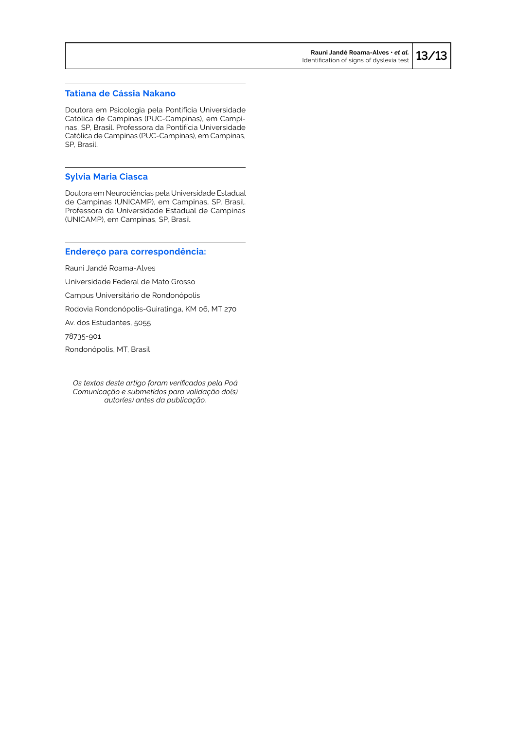### Tatiana de Cássia Nakano

Doutora em Psicologia pela Pontifícia Universidade Católica de Campinas (PUC-Campinas), em Campinas, SP, Brasil. Professora da Pontifícia Universidade Católica de Campinas (PUC-Campinas), em Campinas, SP, Brasil.

### Sylvia Maria Ciasca

Doutora em Neurociências pela Universidade Estadual de Campinas (UNICAMP), em Campinas, SP, Brasil. Professora da Universidade Estadual de Campinas (UNICAMP), em Campinas, SP, Brasil.

### Endereço para correspondência:

Rauni Jandé Roama-Alves

Universidade Federal de Mato Grosso

Campus Universitário de Rondonópolis

Rodovia Rondonópolis-Guiratinga, KM 06, MT 270

Av. dos Estudantes, 5055

78735-901

Rondonópolis, MT, Brasil

*Os textos deste artigo foram verificados pela Poá Comunicação e submetidos para validação do(s) autor(es) antes da publicação.*